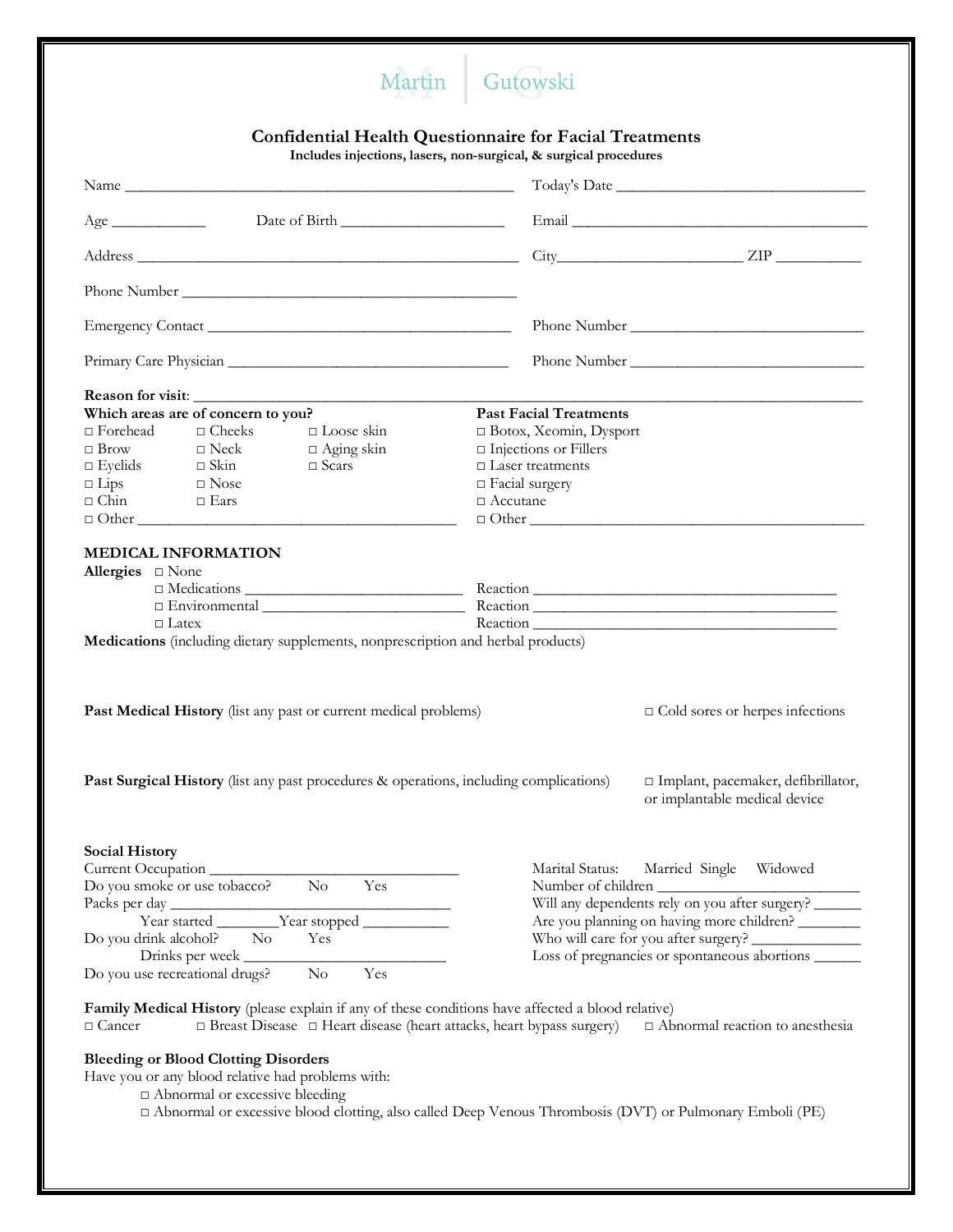Martin | Gutowski

# Confidential Health Questionnaire for Facial Treatments

**Includes injections, lasers, non-surgical, & surgical procedures**

Name ________________________________________________ Today's Date ______________________________

Age ____________ Date of Birth ____________________ Email ______________________________________

Address _______________________________________________ City______________________ ZIP ___________

Phone Number __________________________________________

Emergency Contact ____________________________________ Phone Number ____________________________

Primary Care Physician _________________________________ Phone Number ____________________________

**Reason for visit**: ______________________________________________________________________________

**Which areas are of concern to you?**

- □ Forehead
- □ Cheeks
- □ Loose skin
- □ Brow
- □ Neck
- □ Aging skin
- □ Eyelids
- □ Skin
- □ Scars
- □ Lips
- □ Nose
- □ Chin
- □ Ears
- □ Other ________________________________________

**Past Facial Treatments**

- □ Botox, Xeomin, Dysport
- □ Injections or Fillers
- □ Laser treatments
- □ Facial surgery
- □ Accutane
- □ Other ________________________________________

## MEDICAL INFORMATION

**Allergies** □ None

□ Medications __________________________ Reaction ______________________________________

□ Environmental ________________________ Reaction ______________________________________

□ Latex Reaction ______________________________________

**Medications** (including dietary supplements, nonprescription and herbal products)

**Past Medical History** (list any past or current medical problems) □ Cold sores or herpes infections

**Past Surgical History** (list any past procedures & operations, including complications) □ Implant, pacemaker, defibrillator, or implantable medical device

**Social History**

Current Occupation ________________________________

Do you smoke or use tobacco? No Yes

Packs per day _____________________________________

Year started ________Year stopped ___________

Do you drink alcohol? No Yes

Drinks per week __________________________

Do you use recreational drugs? No Yes

Marital Status: Married Single Widowed

Number of children __________________________

Will any dependents rely on you after surgery? ______

Are you planning on having more children? ________

Who will care for you after surgery? ______________

Loss of pregnancies or spontaneous abortions ______

**Family Medical History** (please explain if any of these conditions have affected a blood relative)

□ Cancer □ Breast Disease □ Heart disease (heart attacks, heart bypass surgery) □ Abnormal reaction to anesthesia

**Bleeding or Blood Clotting Disorders**

Have you or any blood relative had problems with:

- □ Abnormal or excessive bleeding
- □ Abnormal or excessive blood clotting, also called Deep Venous Thrombosis (DVT) or Pulmonary Emboli (PE)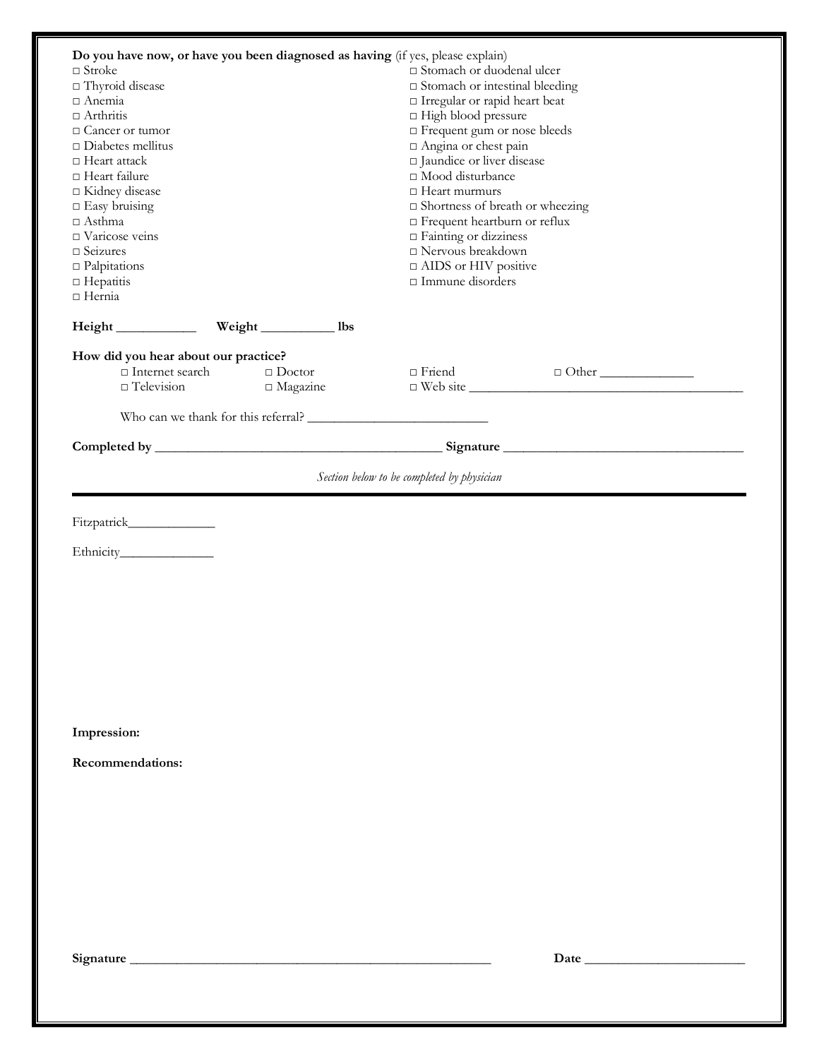**Do you have now, or have you been diagnosed as having** (if yes, please explain)

- □ Stroke
- □ Thyroid disease
- □ Anemia
- □ Arthritis
- □ Cancer or tumor
- □ Diabetes mellitus
- □ Heart attack
- □ Heart failure
- □ Kidney disease
- □ Easy bruising
- □ Asthma
- □ Varicose veins
- □ Seizures
- □ Palpitations
- □ Hepatitis
- □ Hernia
- □ Stomach or duodenal ulcer
- □ Stomach or intestinal bleeding
- □ Irregular or rapid heart beat
- □ High blood pressure
- □ Frequent gum or nose bleeds
- □ Angina or chest pain
- □ Jaundice or liver disease
- □ Mood disturbance
- □ Heart murmurs
- □ Shortness of breath or wheezing
- □ Frequent heartburn or reflux
- □ Fainting or dizziness
- □ Nervous breakdown
- □ AIDS or HIV positive
- □ Immune disorders

**Height** ___________ **Weight** __________ **lbs**

**How did you hear about our practice?**

□ Internet search □ Doctor □ Friend □ Other _____________

□ Television □ Magazine □ Web site ________________________________________

Who can we thank for this referral? _________________________

**Completed by** ________________________________________ **Signature** __________________________________

*Section below to be completed by physician*

---

Fitzpatrick____________

Ethnicity_____________

**Impression:**

**Recommendations:**

**Signature** ____________________________________________________ **Date** ______________________